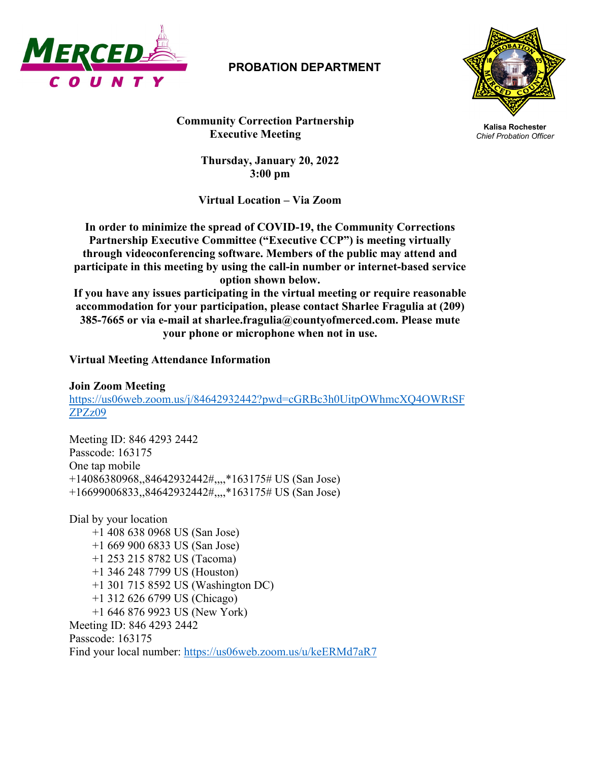MERCED COUNTY

**PROBATION DEPARTMENT**

**Kalisa Rochester**
*Chief Probation Officer*

# Community Correction Partnership Executive Meeting

**Thursday, January 20, 2022**
**3:00 pm**

**Virtual Location – Via Zoom**

**In order to minimize the spread of COVID-19, the Community Corrections Partnership Executive Committee ("Executive CCP") is meeting virtually through videoconferencing software. Members of the public may attend and participate in this meeting by using the call-in number or internet-based service option shown below.**

**If you have any issues participating in the virtual meeting or require reasonable accommodation for your participation, please contact Sharlee Fragulia at (209) 385-7665 or via e-mail at sharlee.fragulia@countyofmerced.com. Please mute your phone or microphone when not in use.**

**Virtual Meeting Attendance Information**

**Join Zoom Meeting**
https://us06web.zoom.us/j/84642932442?pwd=cGRBc3h0UitpOWhmcXQ4OWRtSFZPZz09

Meeting ID: 846 4293 2442
Passcode: 163175
One tap mobile
+14086380968,,84642932442#,,,,*163175# US (San Jose)
+16699006833,,84642932442#,,,,*163175# US (San Jose)

Dial by your location
- +1 408 638 0968 US (San Jose)
- +1 669 900 6833 US (San Jose)
- +1 253 215 8782 US (Tacoma)
- +1 346 248 7799 US (Houston)
- +1 301 715 8592 US (Washington DC)
- +1 312 626 6799 US (Chicago)
- +1 646 876 9923 US (New York)

Meeting ID: 846 4293 2442
Passcode: 163175
Find your local number: https://us06web.zoom.us/u/keERMd7aR7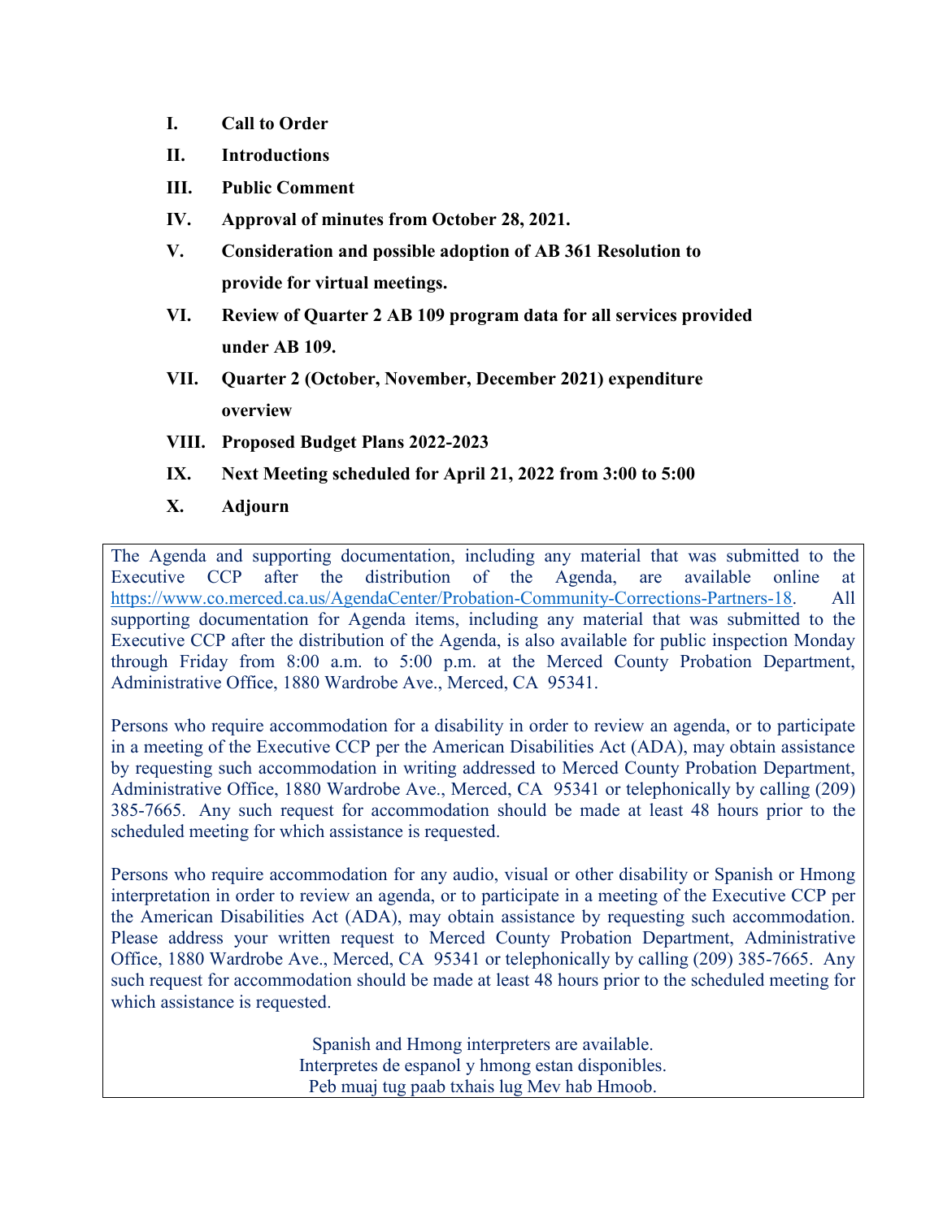**I. Call to Order**

**II. Introductions**

**III. Public Comment**

**IV. Approval of minutes from October 28, 2021.**

**V. Consideration and possible adoption of AB 361 Resolution to provide for virtual meetings.**

**VI. Review of Quarter 2 AB 109 program data for all services provided under AB 109.**

**VII. Quarter 2 (October, November, December 2021) expenditure overview**

**VIII. Proposed Budget Plans 2022-2023**

**IX. Next Meeting scheduled for April 21, 2022 from 3:00 to 5:00**

**X. Adjourn**

The Agenda and supporting documentation, including any material that was submitted to the Executive CCP after the distribution of the Agenda, are available online at https://www.co.merced.ca.us/AgendaCenter/Probation-Community-Corrections-Partners-18. All supporting documentation for Agenda items, including any material that was submitted to the Executive CCP after the distribution of the Agenda, is also available for public inspection Monday through Friday from 8:00 a.m. to 5:00 p.m. at the Merced County Probation Department, Administrative Office, 1880 Wardrobe Ave., Merced, CA 95341.

Persons who require accommodation for a disability in order to review an agenda, or to participate in a meeting of the Executive CCP per the American Disabilities Act (ADA), may obtain assistance by requesting such accommodation in writing addressed to Merced County Probation Department, Administrative Office, 1880 Wardrobe Ave., Merced, CA 95341 or telephonically by calling (209) 385-7665. Any such request for accommodation should be made at least 48 hours prior to the scheduled meeting for which assistance is requested.

Persons who require accommodation for any audio, visual or other disability or Spanish or Hmong interpretation in order to review an agenda, or to participate in a meeting of the Executive CCP per the American Disabilities Act (ADA), may obtain assistance by requesting such accommodation. Please address your written request to Merced County Probation Department, Administrative Office, 1880 Wardrobe Ave., Merced, CA 95341 or telephonically by calling (209) 385-7665. Any such request for accommodation should be made at least 48 hours prior to the scheduled meeting for which assistance is requested.

Spanish and Hmong interpreters are available.
Interpretes de espanol y hmong estan disponibles.
Peb muaj tug paab txhais lug Mev hab Hmoob.